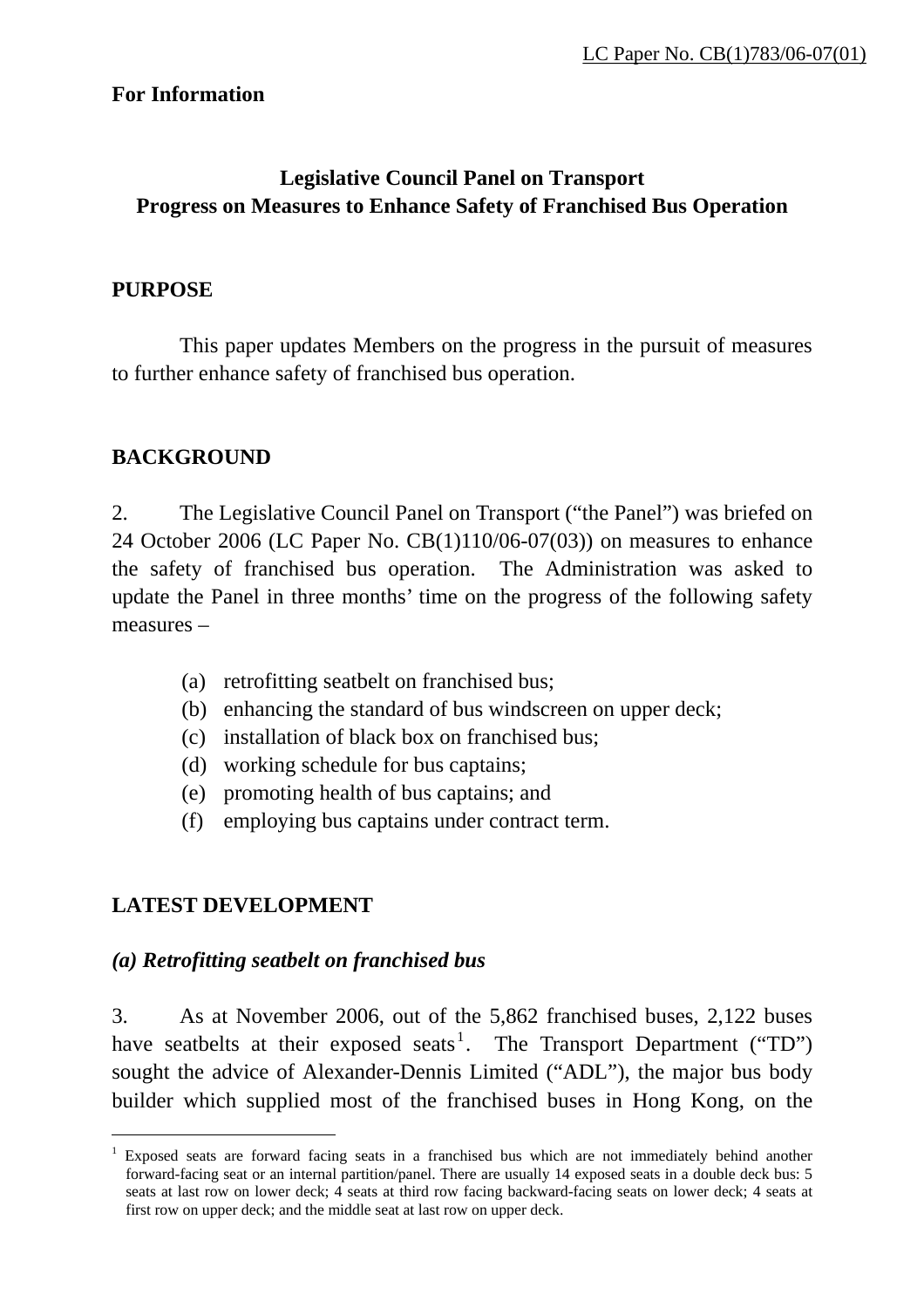LC Paper No. CB(1)783/06-07(01)

**For Information**

**Legislative Council Panel on Transport**
**Progress on Measures to Enhance Safety of Franchised Bus Operation**

## PURPOSE

This paper updates Members on the progress in the pursuit of measures to further enhance safety of franchised bus operation.

## BACKGROUND

2. The Legislative Council Panel on Transport ("the Panel") was briefed on 24 October 2006 (LC Paper No. CB(1)110/06-07(03)) on measures to enhance the safety of franchised bus operation. The Administration was asked to update the Panel in three months' time on the progress of the following safety measures –

(a) retrofitting seatbelt on franchised bus;
(b) enhancing the standard of bus windscreen on upper deck;
(c) installation of black box on franchised bus;
(d) working schedule for bus captains;
(e) promoting health of bus captains; and
(f) employing bus captains under contract term.

## LATEST DEVELOPMENT

### *(a) Retrofitting seatbelt on franchised bus*

3. As at November 2006, out of the 5,862 franchised buses, 2,122 buses have seatbelts at their exposed seats[1]. The Transport Department ("TD") sought the advice of Alexander-Dennis Limited ("ADL"), the major bus body builder which supplied most of the franchised buses in Hong Kong, on the

[1] Exposed seats are forward facing seats in a franchised bus which are not immediately behind another forward-facing seat or an internal partition/panel. There are usually 14 exposed seats in a double deck bus: 5 seats at last row on lower deck; 4 seats at third row facing backward-facing seats on lower deck; 4 seats at first row on upper deck; and the middle seat at last row on upper deck.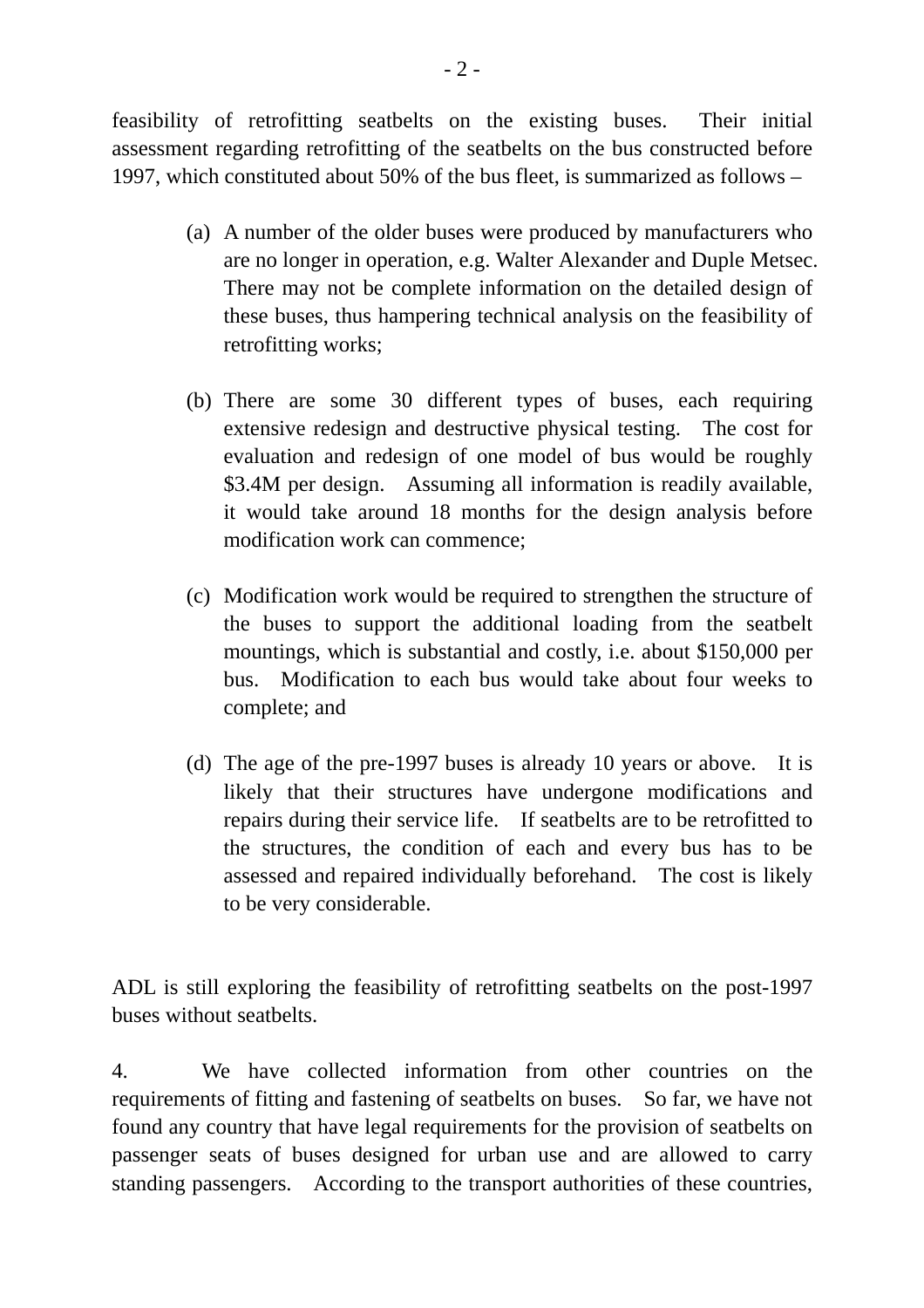feasibility of retrofitting seatbelts on the existing buses. Their initial assessment regarding retrofitting of the seatbelts on the bus constructed before 1997, which constituted about 50% of the bus fleet, is summarized as follows –

(a) A number of the older buses were produced by manufacturers who are no longer in operation, e.g. Walter Alexander and Duple Metsec. There may not be complete information on the detailed design of these buses, thus hampering technical analysis on the feasibility of retrofitting works;

(b) There are some 30 different types of buses, each requiring extensive redesign and destructive physical testing. The cost for evaluation and redesign of one model of bus would be roughly \$3.4M per design. Assuming all information is readily available, it would take around 18 months for the design analysis before modification work can commence;

(c) Modification work would be required to strengthen the structure of the buses to support the additional loading from the seatbelt mountings, which is substantial and costly, i.e. about \$150,000 per bus. Modification to each bus would take about four weeks to complete; and

(d) The age of the pre-1997 buses is already 10 years or above. It is likely that their structures have undergone modifications and repairs during their service life. If seatbelts are to be retrofitted to the structures, the condition of each and every bus has to be assessed and repaired individually beforehand. The cost is likely to be very considerable.

ADL is still exploring the feasibility of retrofitting seatbelts on the post-1997 buses without seatbelts.

4. We have collected information from other countries on the requirements of fitting and fastening of seatbelts on buses. So far, we have not found any country that have legal requirements for the provision of seatbelts on passenger seats of buses designed for urban use and are allowed to carry standing passengers. According to the transport authorities of these countries,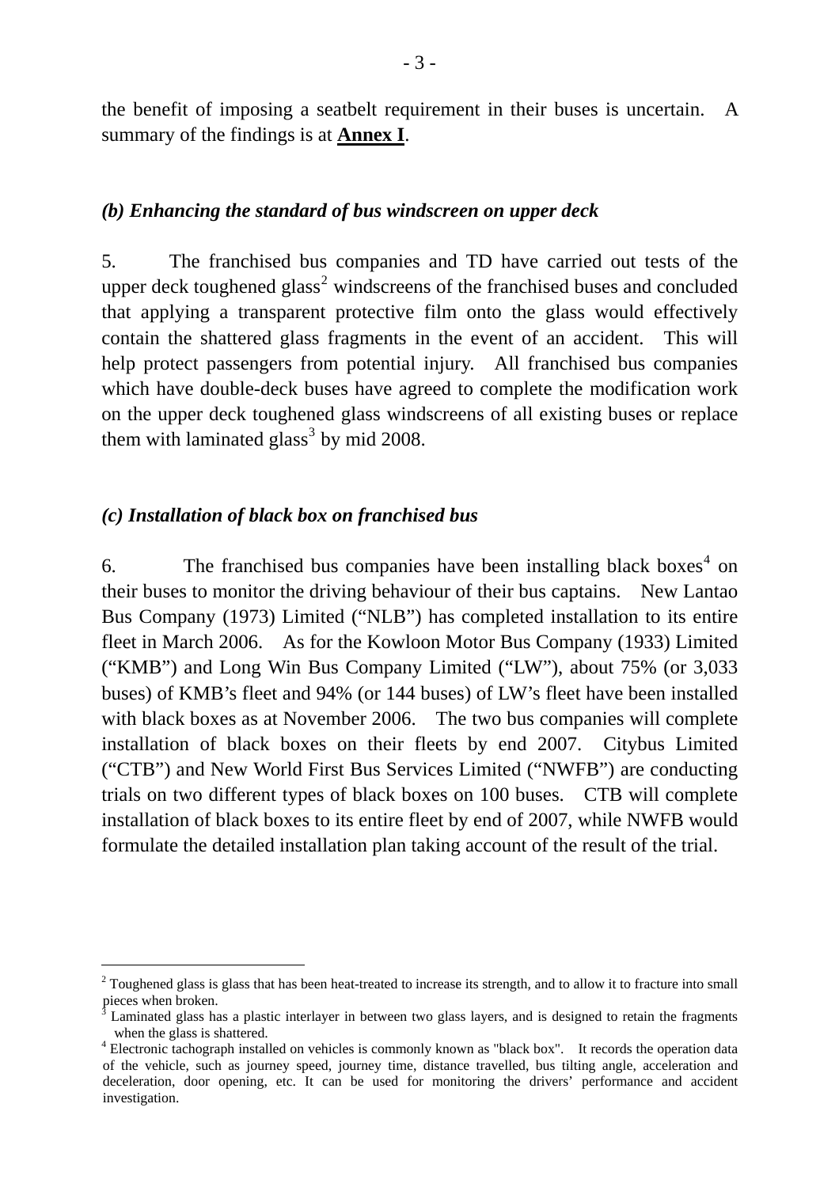the benefit of imposing a seatbelt requirement in their buses is uncertain. A summary of the findings is at **Annex I**.

### *(b) Enhancing the standard of bus windscreen on upper deck*

5. The franchised bus companies and TD have carried out tests of the upper deck toughened glass[2] windscreens of the franchised buses and concluded that applying a transparent protective film onto the glass would effectively contain the shattered glass fragments in the event of an accident. This will help protect passengers from potential injury. All franchised bus companies which have double-deck buses have agreed to complete the modification work on the upper deck toughened glass windscreens of all existing buses or replace them with laminated glass[3] by mid 2008.

### *(c) Installation of black box on franchised bus*

6. The franchised bus companies have been installing black boxes[4] on their buses to monitor the driving behaviour of their bus captains. New Lantao Bus Company (1973) Limited ("NLB") has completed installation to its entire fleet in March 2006. As for the Kowloon Motor Bus Company (1933) Limited ("KMB") and Long Win Bus Company Limited ("LW"), about 75% (or 3,033 buses) of KMB's fleet and 94% (or 144 buses) of LW's fleet have been installed with black boxes as at November 2006. The two bus companies will complete installation of black boxes on their fleets by end 2007. Citybus Limited ("CTB") and New World First Bus Services Limited ("NWFB") are conducting trials on two different types of black boxes on 100 buses. CTB will complete installation of black boxes to its entire fleet by end of 2007, while NWFB would formulate the detailed installation plan taking account of the result of the trial.

---

[2] Toughened glass is glass that has been heat-treated to increase its strength, and to allow it to fracture into small pieces when broken.

[3] Laminated glass has a plastic interlayer in between two glass layers, and is designed to retain the fragments when the glass is shattered.

[4] Electronic tachograph installed on vehicles is commonly known as "black box". It records the operation data of the vehicle, such as journey speed, journey time, distance travelled, bus tilting angle, acceleration and deceleration, door opening, etc. It can be used for monitoring the drivers' performance and accident investigation.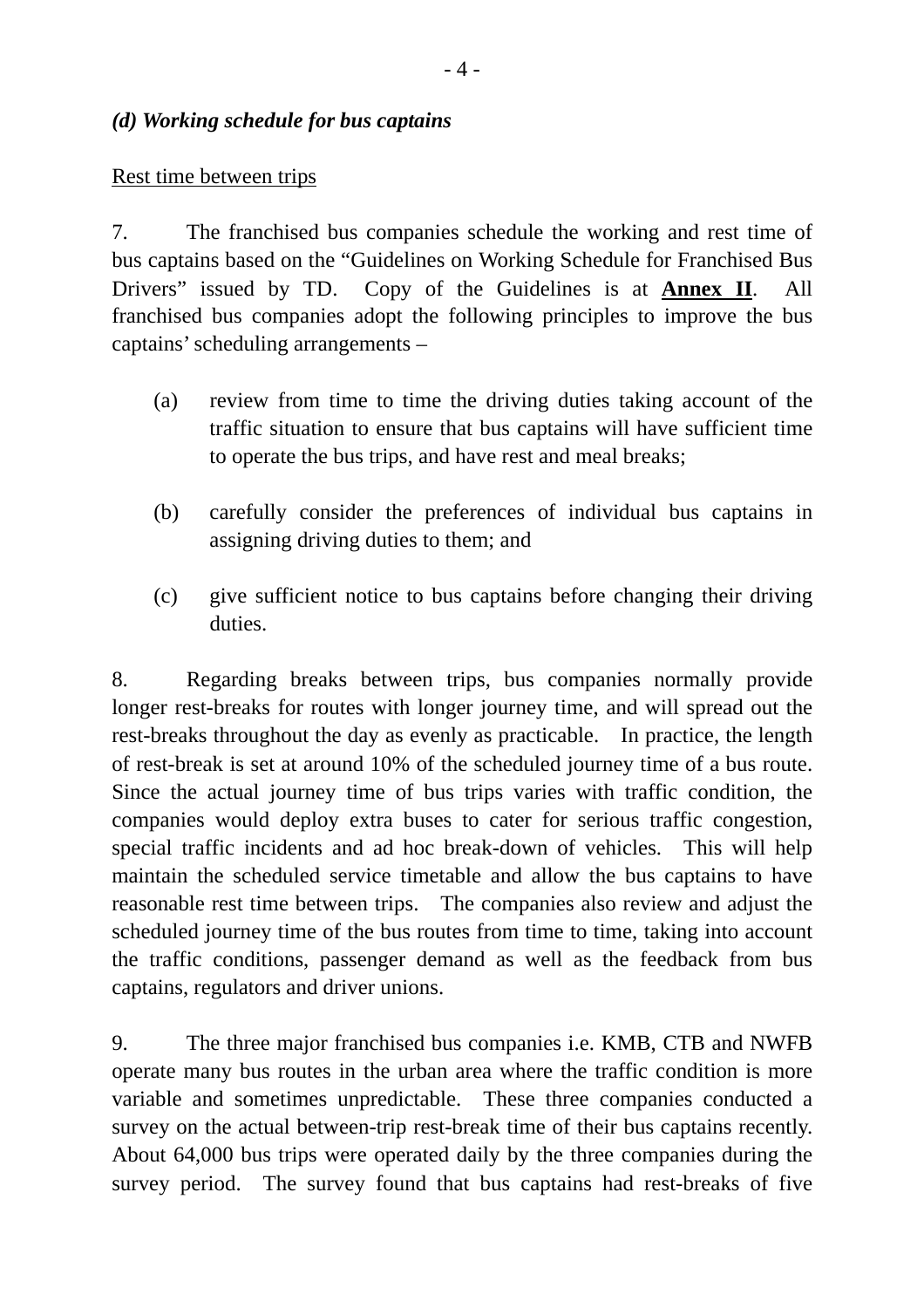***(d) Working schedule for bus captains***

Rest time between trips

7. The franchised bus companies schedule the working and rest time of bus captains based on the "Guidelines on Working Schedule for Franchised Bus Drivers" issued by TD. Copy of the Guidelines is at **Annex II**. All franchised bus companies adopt the following principles to improve the bus captains' scheduling arrangements –

(a) review from time to time the driving duties taking account of the traffic situation to ensure that bus captains will have sufficient time to operate the bus trips, and have rest and meal breaks;

(b) carefully consider the preferences of individual bus captains in assigning driving duties to them; and

(c) give sufficient notice to bus captains before changing their driving duties.

8. Regarding breaks between trips, bus companies normally provide longer rest-breaks for routes with longer journey time, and will spread out the rest-breaks throughout the day as evenly as practicable. In practice, the length of rest-break is set at around 10% of the scheduled journey time of a bus route. Since the actual journey time of bus trips varies with traffic condition, the companies would deploy extra buses to cater for serious traffic congestion, special traffic incidents and ad hoc break-down of vehicles. This will help maintain the scheduled service timetable and allow the bus captains to have reasonable rest time between trips. The companies also review and adjust the scheduled journey time of the bus routes from time to time, taking into account the traffic conditions, passenger demand as well as the feedback from bus captains, regulators and driver unions.

9. The three major franchised bus companies i.e. KMB, CTB and NWFB operate many bus routes in the urban area where the traffic condition is more variable and sometimes unpredictable. These three companies conducted a survey on the actual between-trip rest-break time of their bus captains recently. About 64,000 bus trips were operated daily by the three companies during the survey period. The survey found that bus captains had rest-breaks of five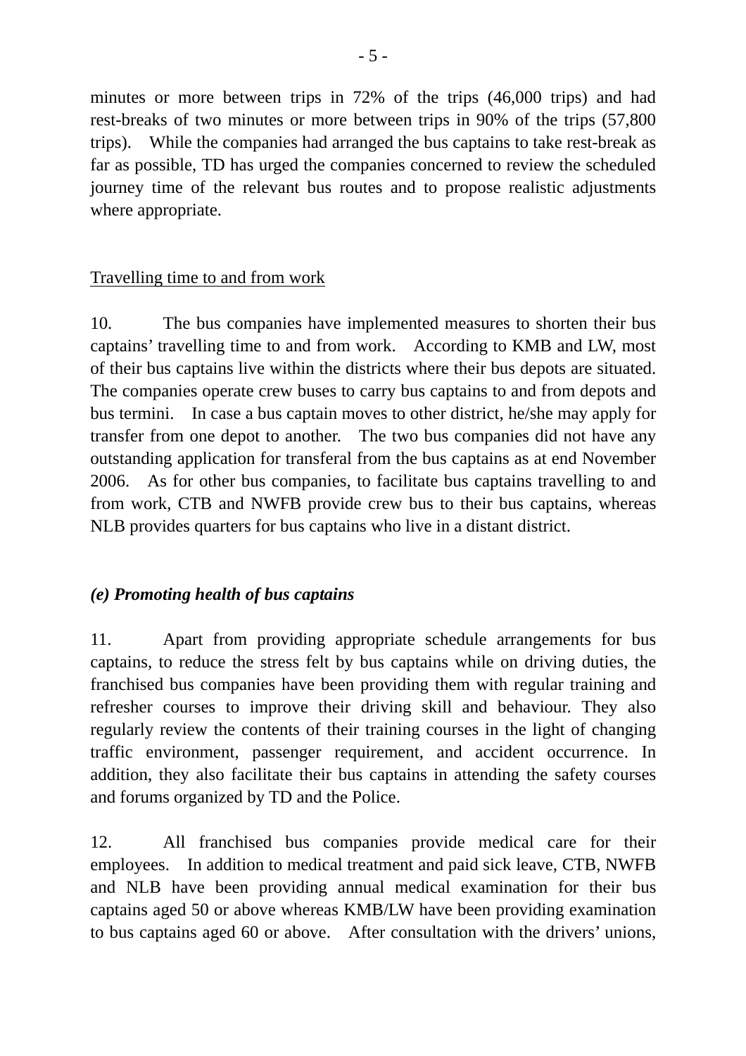minutes or more between trips in 72% of the trips (46,000 trips) and had rest-breaks of two minutes or more between trips in 90% of the trips (57,800 trips). While the companies had arranged the bus captains to take rest-break as far as possible, TD has urged the companies concerned to review the scheduled journey time of the relevant bus routes and to propose realistic adjustments where appropriate.

<u>Travelling time to and from work</u>

10. The bus companies have implemented measures to shorten their bus captains' travelling time to and from work. According to KMB and LW, most of their bus captains live within the districts where their bus depots are situated. The companies operate crew buses to carry bus captains to and from depots and bus termini. In case a bus captain moves to other district, he/she may apply for transfer from one depot to another. The two bus companies did not have any outstanding application for transferal from the bus captains as at end November 2006. As for other bus companies, to facilitate bus captains travelling to and from work, CTB and NWFB provide crew bus to their bus captains, whereas NLB provides quarters for bus captains who live in a distant district.

***(e) Promoting health of bus captains***

11. Apart from providing appropriate schedule arrangements for bus captains, to reduce the stress felt by bus captains while on driving duties, the franchised bus companies have been providing them with regular training and refresher courses to improve their driving skill and behaviour. They also regularly review the contents of their training courses in the light of changing traffic environment, passenger requirement, and accident occurrence. In addition, they also facilitate their bus captains in attending the safety courses and forums organized by TD and the Police.

12. All franchised bus companies provide medical care for their employees. In addition to medical treatment and paid sick leave, CTB, NWFB and NLB have been providing annual medical examination for their bus captains aged 50 or above whereas KMB/LW have been providing examination to bus captains aged 60 or above. After consultation with the drivers' unions,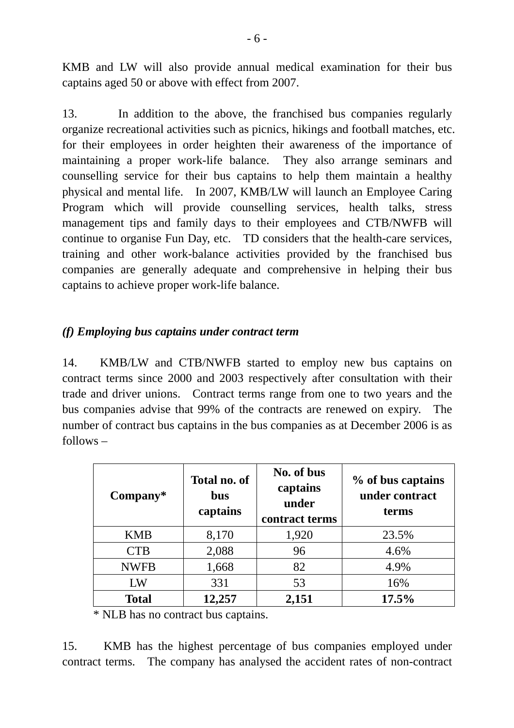KMB and LW will also provide annual medical examination for their bus captains aged 50 or above with effect from 2007.

13. In addition to the above, the franchised bus companies regularly organize recreational activities such as picnics, hikings and football matches, etc. for their employees in order heighten their awareness of the importance of maintaining a proper work-life balance. They also arrange seminars and counselling service for their bus captains to help them maintain a healthy physical and mental life. In 2007, KMB/LW will launch an Employee Caring Program which will provide counselling services, health talks, stress management tips and family days to their employees and CTB/NWFB will continue to organise Fun Day, etc. TD considers that the health-care services, training and other work-balance activities provided by the franchised bus companies are generally adequate and comprehensive in helping their bus captains to achieve proper work-life balance.

### *(f) Employing bus captains under contract term*

14. KMB/LW and CTB/NWFB started to employ new bus captains on contract terms since 2000 and 2003 respectively after consultation with their trade and driver unions. Contract terms range from one to two years and the bus companies advise that 99% of the contracts are renewed on expiry. The number of contract bus captains in the bus companies as at December 2006 is as follows –

| Company* | Total no. of bus captains | No. of bus captains under contract terms | % of bus captains under contract terms |
|---|---|---|---|
| KMB | 8,170 | 1,920 | 23.5% |
| CTB | 2,088 | 96 | 4.6% |
| NWFB | 1,668 | 82 | 4.9% |
| LW | 331 | 53 | 16% |
| **Total** | **12,257** | **2,151** | **17.5%** |

\* NLB has no contract bus captains.

15. KMB has the highest percentage of bus companies employed under contract terms. The company has analysed the accident rates of non-contract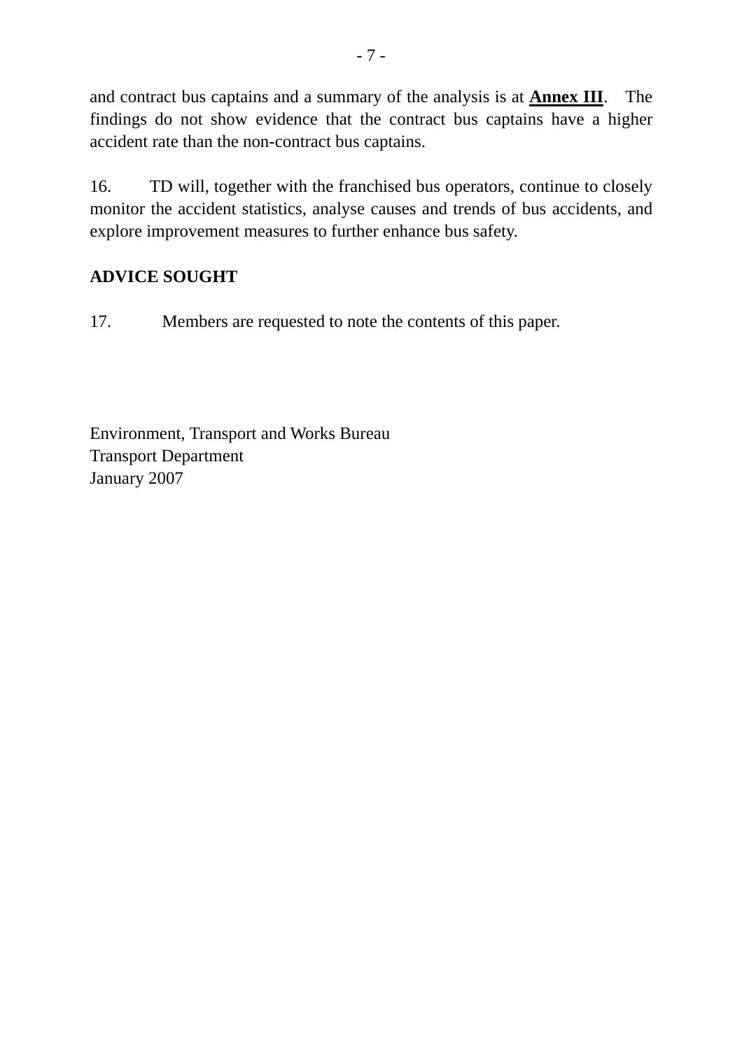and contract bus captains and a summary of the analysis is at **Annex III**. The findings do not show evidence that the contract bus captains have a higher accident rate than the non-contract bus captains.

16. TD will, together with the franchised bus operators, continue to closely monitor the accident statistics, analyse causes and trends of bus accidents, and explore improvement measures to further enhance bus safety.

**ADVICE SOUGHT**

17. Members are requested to note the contents of this paper.

Environment, Transport and Works Bureau
Transport Department
January 2007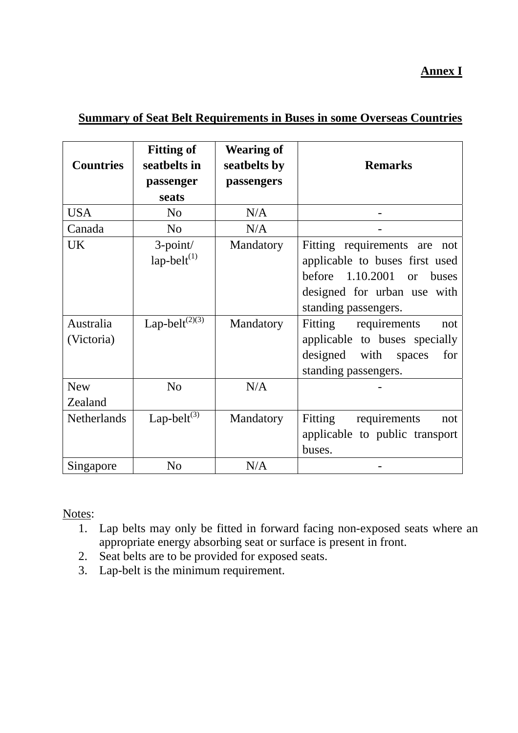**Annex I**

## Summary of Seat Belt Requirements in Buses in some Overseas Countries

| Countries | Fitting of seatbelts in passenger seats | Wearing of seatbelts by passengers | Remarks |
|---|---|---|---|
| USA | No | N/A | - |
| Canada | No | N/A | - |
| UK | 3-point/ lap-belt[1] | Mandatory | Fitting requirements are not applicable to buses first used before 1.10.2001 or buses designed for urban use with standing passengers. |
| Australia (Victoria) | Lap-belt[2][3] | Mandatory | Fitting requirements not applicable to buses specially designed with spaces for standing passengers. |
| New Zealand | No | N/A | - |
| Netherlands | Lap-belt[3] | Mandatory | Fitting requirements not applicable to public transport buses. |
| Singapore | No | N/A | - |

Notes:

1. Lap belts may only be fitted in forward facing non-exposed seats where an appropriate energy absorbing seat or surface is present in front.
2. Seat belts are to be provided for exposed seats.
3. Lap-belt is the minimum requirement.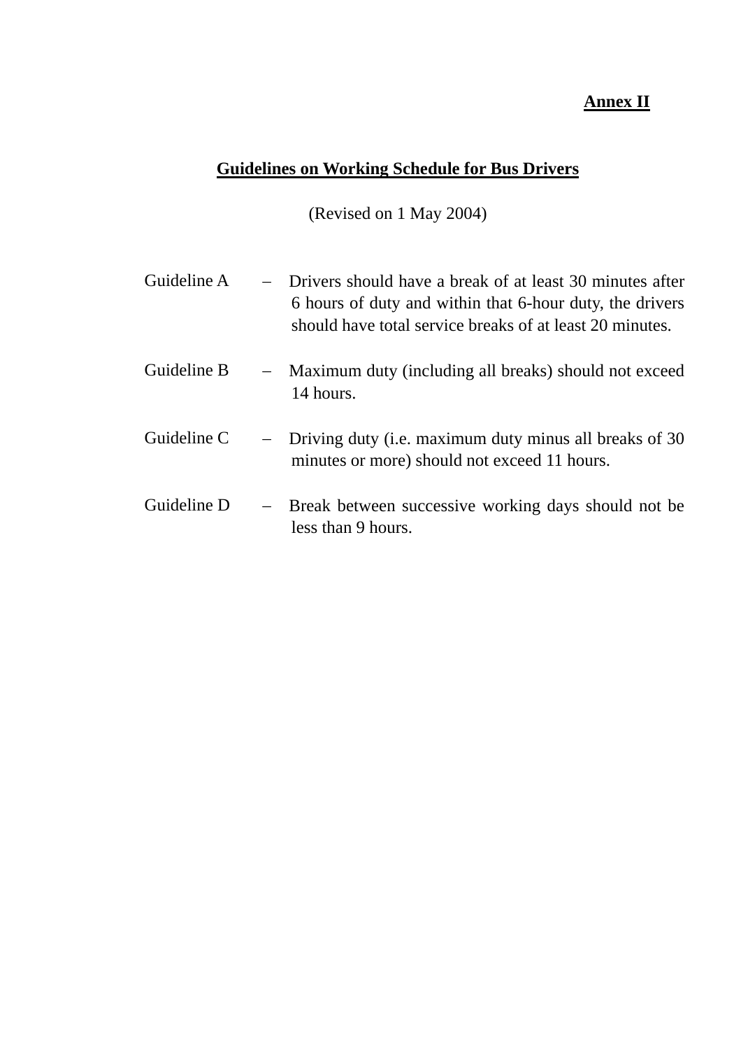**Annex II**

## Guidelines on Working Schedule for Bus Drivers

(Revised on 1 May 2004)

Guideline A – Drivers should have a break of at least 30 minutes after 6 hours of duty and within that 6-hour duty, the drivers should have total service breaks of at least 20 minutes.

Guideline B – Maximum duty (including all breaks) should not exceed 14 hours.

Guideline C – Driving duty (i.e. maximum duty minus all breaks of 30 minutes or more) should not exceed 11 hours.

Guideline D – Break between successive working days should not be less than 9 hours.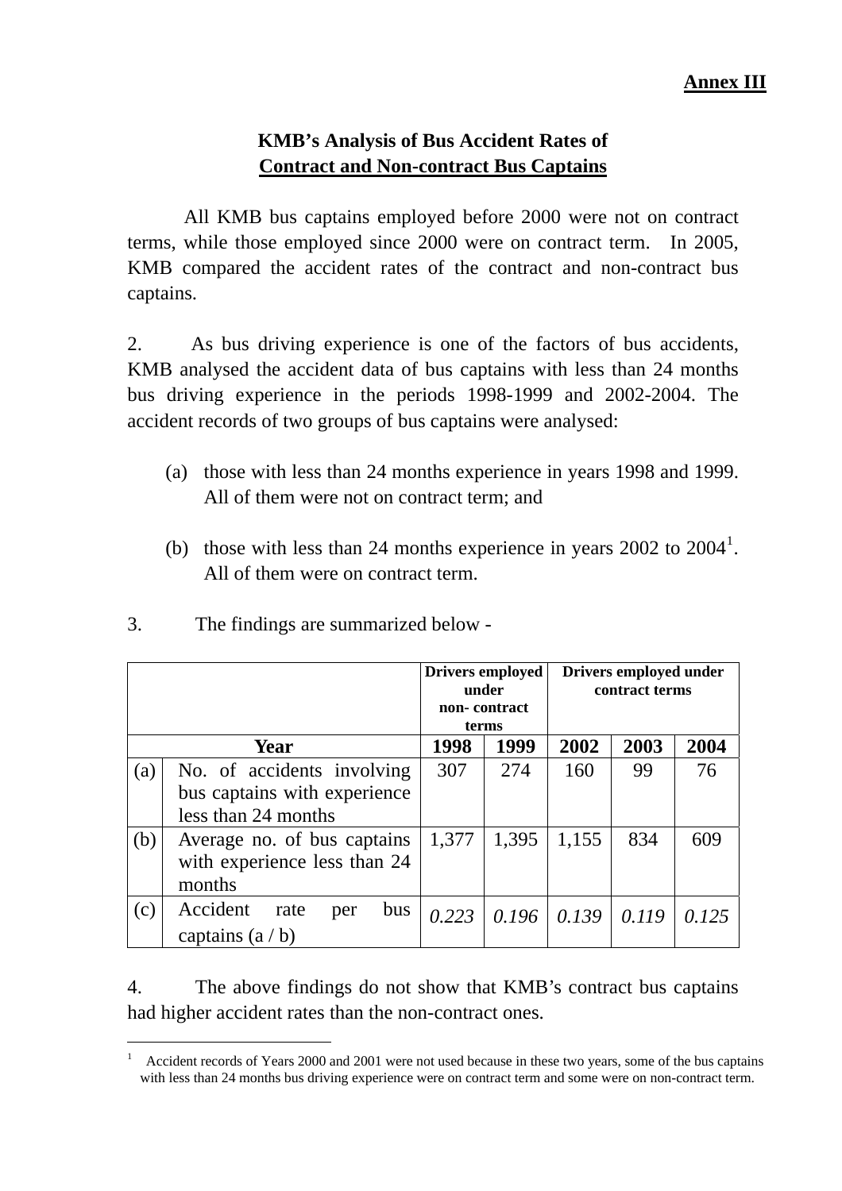**Annex III**

## KMB's Analysis of Bus Accident Rates of Contract and Non-contract Bus Captains

All KMB bus captains employed before 2000 were not on contract terms, while those employed since 2000 were on contract term. In 2005, KMB compared the accident rates of the contract and non-contract bus captains.

2. As bus driving experience is one of the factors of bus accidents, KMB analysed the accident data of bus captains with less than 24 months bus driving experience in the periods 1998-1999 and 2002-2004. The accident records of two groups of bus captains were analysed:

(a) those with less than 24 months experience in years 1998 and 1999. All of them were not on contract term; and

(b) those with less than 24 months experience in years 2002 to 2004[1]. All of them were on contract term.

3. The findings are summarized below -

| | | Drivers employed under non- contract terms | | Drivers employed under contract terms | | |
|---|---|---|---|---|---|---|
| **Year** | | **1998** | **1999** | **2002** | **2003** | **2004** |
| (a) | No. of accidents involving bus captains with experience less than 24 months | 307 | 274 | 160 | 99 | 76 |
| (b) | Average no. of bus captains with experience less than 24 months | 1,377 | 1,395 | 1,155 | 834 | 609 |
| (c) | Accident rate per bus captains (a / b) | *0.223* | *0.196* | *0.139* | *0.119* | *0.125* |

4. The above findings do not show that KMB's contract bus captains had higher accident rates than the non-contract ones.

---

[1] Accident records of Years 2000 and 2001 were not used because in these two years, some of the bus captains with less than 24 months bus driving experience were on contract term and some were on non-contract term.